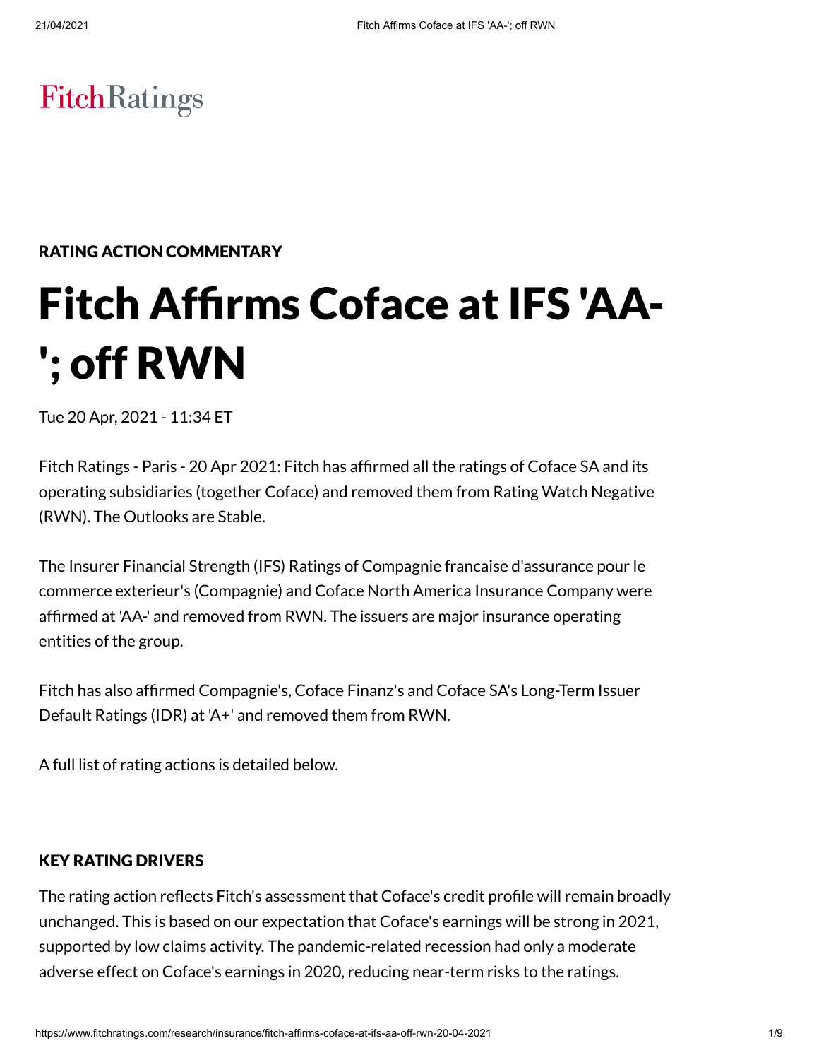FitchRatings

RATING ACTION COMMENTARY

# Fitch Affirms Coface at IFS 'AA-'; off RWN

Tue 20 Apr, 2021 - 11:34 ET

Fitch Ratings - Paris - 20 Apr 2021: Fitch has affirmed all the ratings of Coface SA and its operating subsidiaries (together Coface) and removed them from Rating Watch Negative (RWN). The Outlooks are Stable.

The Insurer Financial Strength (IFS) Ratings of Compagnie francaise d'assurance pour le commerce exterieur's (Compagnie) and Coface North America Insurance Company were affirmed at 'AA-' and removed from RWN. The issuers are major insurance operating entities of the group.

Fitch has also affirmed Compagnie's, Coface Finanz's and Coface SA's Long-Term Issuer Default Ratings (IDR) at 'A+' and removed them from RWN.

A full list of rating actions is detailed below.

## KEY RATING DRIVERS

The rating action reflects Fitch's assessment that Coface's credit profile will remain broadly unchanged. This is based on our expectation that Coface's earnings will be strong in 2021, supported by low claims activity. The pandemic-related recession had only a moderate adverse effect on Coface's earnings in 2020, reducing near-term risks to the ratings.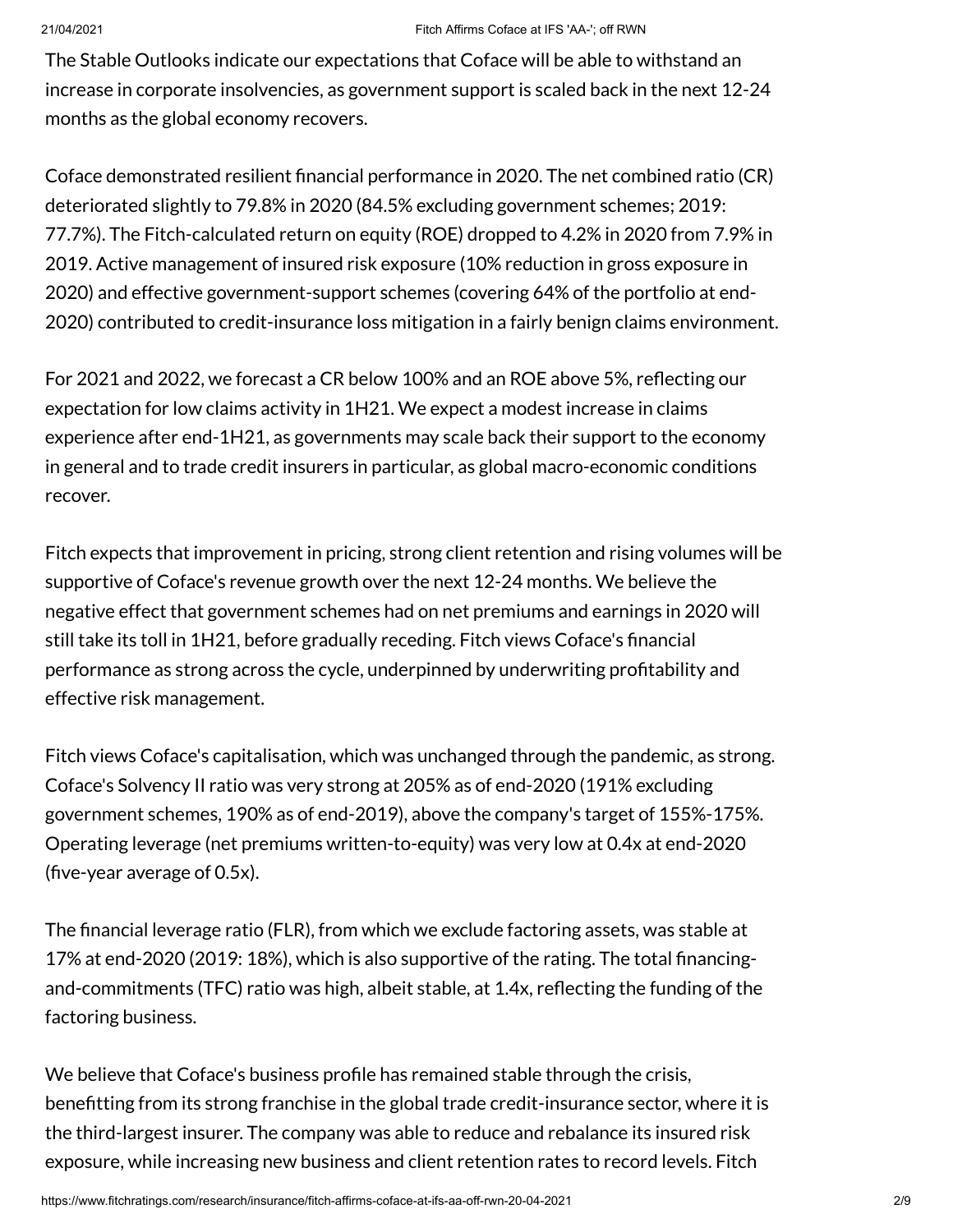The Stable Outlooks indicate our expectations that Coface will be able to withstand an increase in corporate insolvencies, as government support is scaled back in the next 12-24 months as the global economy recovers.

Coface demonstrated resilient financial performance in 2020. The net combined ratio (CR) deteriorated slightly to 79.8% in 2020 (84.5% excluding government schemes; 2019: 77.7%). The Fitch-calculated return on equity (ROE) dropped to 4.2% in 2020 from 7.9% in 2019. Active management of insured risk exposure (10% reduction in gross exposure in 2020) and effective government-support schemes (covering 64% of the portfolio at end-2020) contributed to credit-insurance loss mitigation in a fairly benign claims environment.

For 2021 and 2022, we forecast a CR below 100% and an ROE above 5%, reflecting our expectation for low claims activity in 1H21. We expect a modest increase in claims experience after end-1H21, as governments may scale back their support to the economy in general and to trade credit insurers in particular, as global macro-economic conditions recover.

Fitch expects that improvement in pricing, strong client retention and rising volumes will be supportive of Coface's revenue growth over the next 12-24 months. We believe the negative effect that government schemes had on net premiums and earnings in 2020 will still take its toll in 1H21, before gradually receding. Fitch views Coface's financial performance as strong across the cycle, underpinned by underwriting profitability and effective risk management.

Fitch views Coface's capitalisation, which was unchanged through the pandemic, as strong. Coface's Solvency II ratio was very strong at 205% as of end-2020 (191% excluding government schemes, 190% as of end-2019), above the company's target of 155%-175%. Operating leverage (net premiums written-to-equity) was very low at 0.4x at end-2020 (five-year average of 0.5x).

The financial leverage ratio (FLR), from which we exclude factoring assets, was stable at 17% at end-2020 (2019: 18%), which is also supportive of the rating. The total financing-and-commitments (TFC) ratio was high, albeit stable, at 1.4x, reflecting the funding of the factoring business.

We believe that Coface's business profile has remained stable through the crisis, benefitting from its strong franchise in the global trade credit-insurance sector, where it is the third-largest insurer. The company was able to reduce and rebalance its insured risk exposure, while increasing new business and client retention rates to record levels. Fitch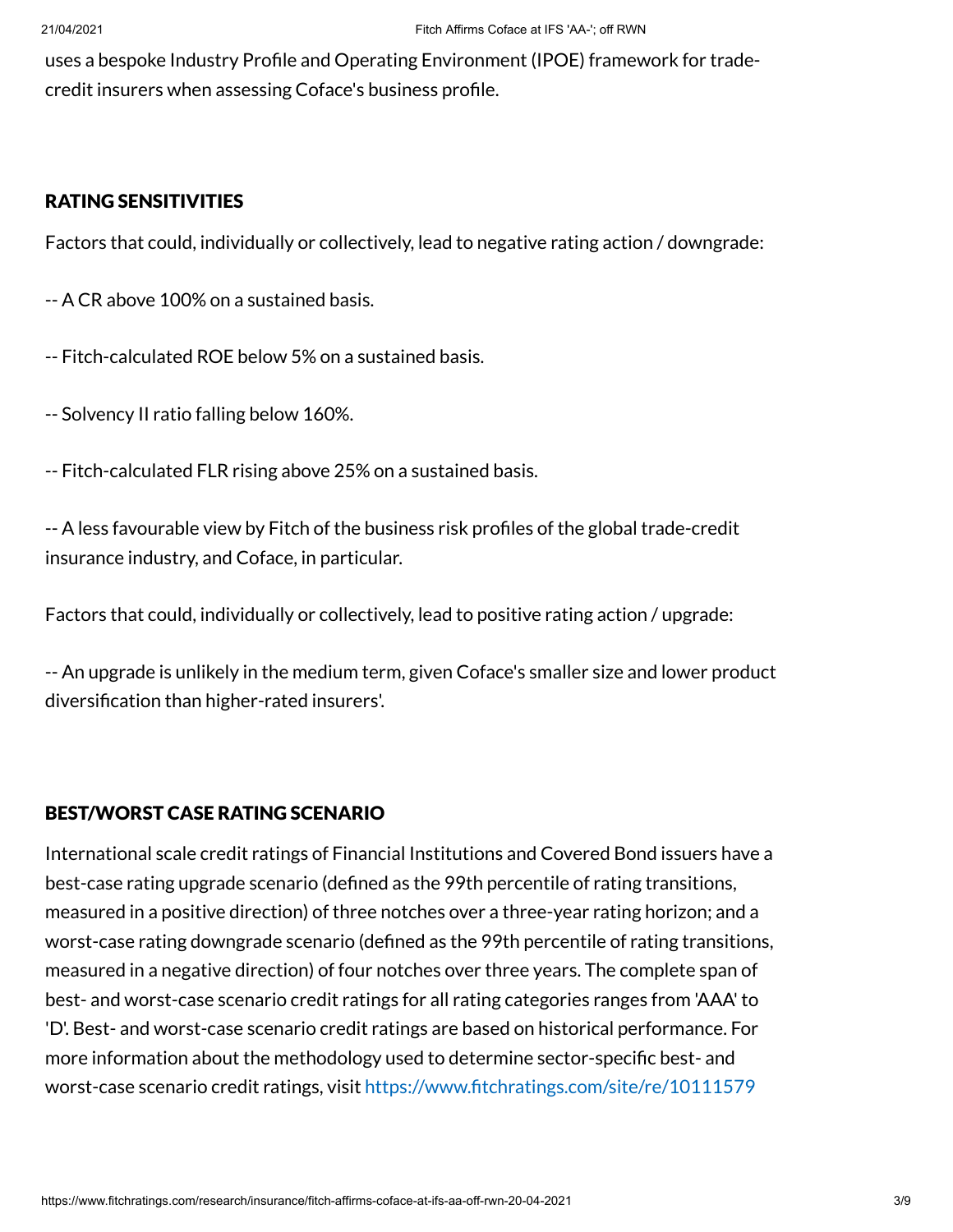uses a bespoke Industry Profile and Operating Environment (IPOE) framework for trade-credit insurers when assessing Coface's business profile.

## RATING SENSITIVITIES

Factors that could, individually or collectively, lead to negative rating action / downgrade:

-- A CR above 100% on a sustained basis.

-- Fitch-calculated ROE below 5% on a sustained basis.

-- Solvency II ratio falling below 160%.

-- Fitch-calculated FLR rising above 25% on a sustained basis.

-- A less favourable view by Fitch of the business risk profiles of the global trade-credit insurance industry, and Coface, in particular.

Factors that could, individually or collectively, lead to positive rating action / upgrade:

-- An upgrade is unlikely in the medium term, given Coface's smaller size and lower product diversification than higher-rated insurers'.

## BEST/WORST CASE RATING SCENARIO

International scale credit ratings of Financial Institutions and Covered Bond issuers have a best-case rating upgrade scenario (defined as the 99th percentile of rating transitions, measured in a positive direction) of three notches over a three-year rating horizon; and a worst-case rating downgrade scenario (defined as the 99th percentile of rating transitions, measured in a negative direction) of four notches over three years. The complete span of best- and worst-case scenario credit ratings for all rating categories ranges from 'AAA' to 'D'. Best- and worst-case scenario credit ratings are based on historical performance. For more information about the methodology used to determine sector-specific best- and worst-case scenario credit ratings, visit https://www.fitchratings.com/site/re/10111579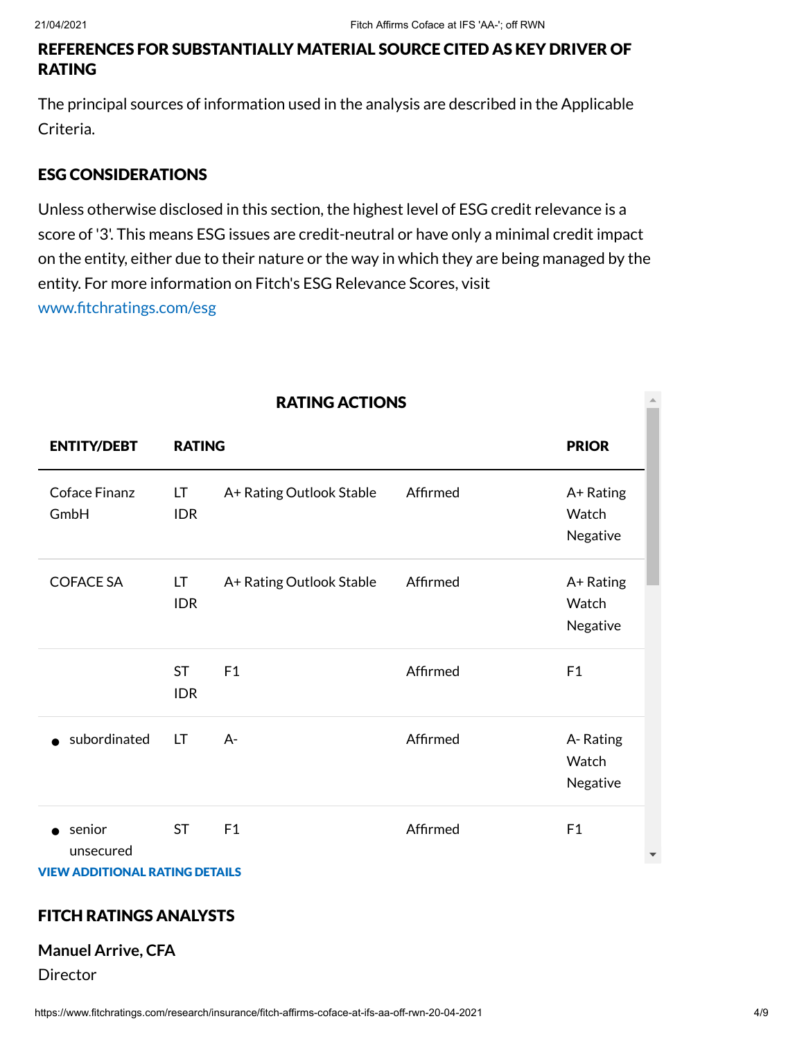## REFERENCES FOR SUBSTANTIALLY MATERIAL SOURCE CITED AS KEY DRIVER OF RATING

The principal sources of information used in the analysis are described in the Applicable Criteria.

## ESG CONSIDERATIONS

Unless otherwise disclosed in this section, the highest level of ESG credit relevance is a score of '3'. This means ESG issues are credit-neutral or have only a minimal credit impact on the entity, either due to their nature or the way in which they are being managed by the entity. For more information on Fitch's ESG Relevance Scores, visit www.fitchratings.com/esg

## RATING ACTIONS

| ENTITY/DEBT | RATING | | | PRIOR |
|---|---|---|---|---|
| Coface Finanz GmbH | LT IDR | A+ Rating Outlook Stable | Affirmed | A+ Rating Watch Negative |
| COFACE SA | LT IDR | A+ Rating Outlook Stable | Affirmed | A+ Rating Watch Negative |
| | ST IDR | F1 | Affirmed | F1 |
| • subordinated | LT | A- | Affirmed | A- Rating Watch Negative |
| • senior unsecured | ST | F1 | Affirmed | F1 |

**VIEW ADDITIONAL RATING DETAILS**

## FITCH RATINGS ANALYSTS

**Manuel Arrive, CFA**
Director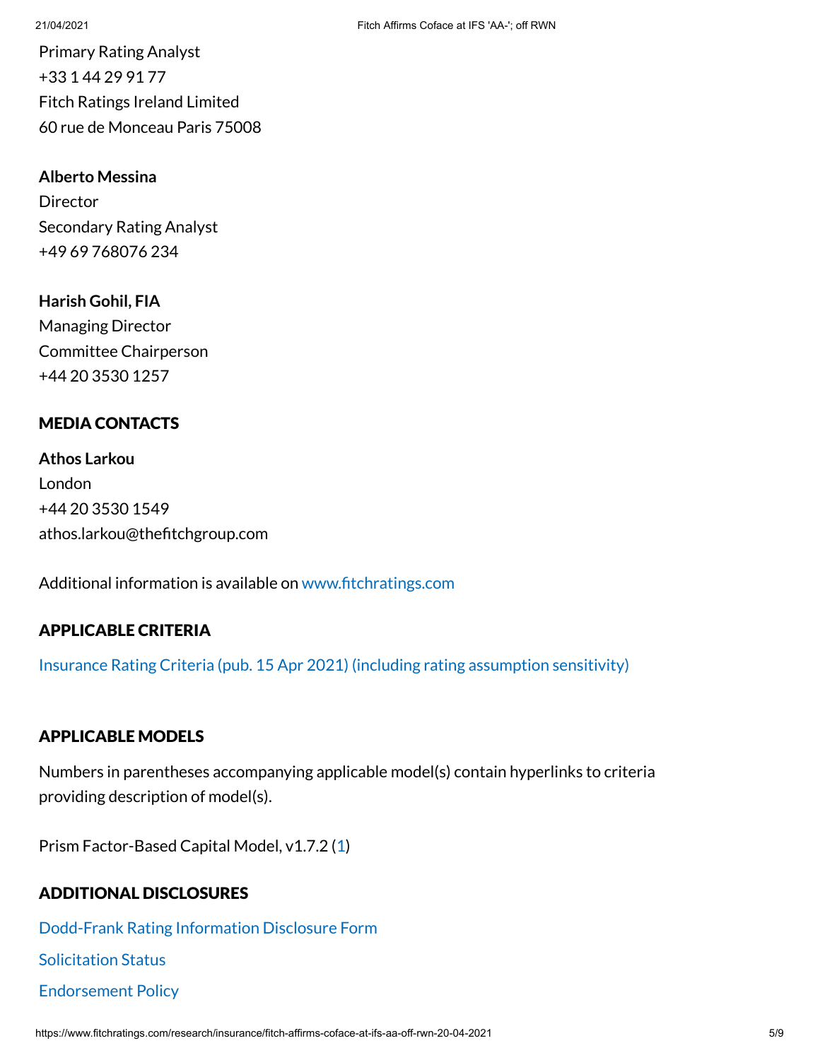Primary Rating Analyst
+33 1 44 29 91 77
Fitch Ratings Ireland Limited
60 rue de Monceau Paris 75008

**Alberto Messina**
Director
Secondary Rating Analyst
+49 69 768076 234

**Harish Gohil, FIA**
Managing Director
Committee Chairperson
+44 20 3530 1257

## MEDIA CONTACTS

**Athos Larkou**
London
+44 20 3530 1549
athos.larkou@thefitchgroup.com

Additional information is available on www.fitchratings.com

## APPLICABLE CRITERIA

Insurance Rating Criteria (pub. 15 Apr 2021) (including rating assumption sensitivity)

## APPLICABLE MODELS

Numbers in parentheses accompanying applicable model(s) contain hyperlinks to criteria providing description of model(s).

Prism Factor-Based Capital Model, v1.7.2 (1)

## ADDITIONAL DISCLOSURES

Dodd-Frank Rating Information Disclosure Form

Solicitation Status

Endorsement Policy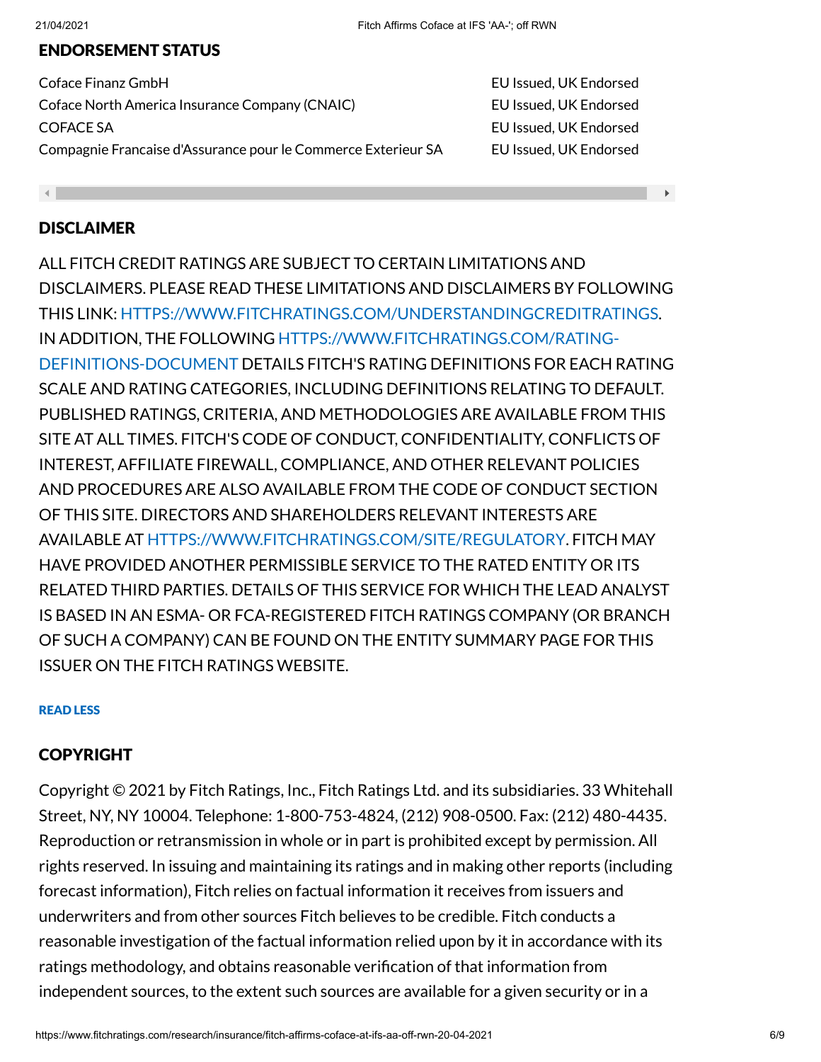## ENDORSEMENT STATUS

| | |
|---|---|
| Coface Finanz GmbH | EU Issued, UK Endorsed |
| Coface North America Insurance Company (CNAIC) | EU Issued, UK Endorsed |
| COFACE SA | EU Issued, UK Endorsed |
| Compagnie Francaise d'Assurance pour le Commerce Exterieur SA | EU Issued, UK Endorsed |

## DISCLAIMER

ALL FITCH CREDIT RATINGS ARE SUBJECT TO CERTAIN LIMITATIONS AND DISCLAIMERS. PLEASE READ THESE LIMITATIONS AND DISCLAIMERS BY FOLLOWING THIS LINK: HTTPS://WWW.FITCHRATINGS.COM/UNDERSTANDINGCREDITRATINGS. IN ADDITION, THE FOLLOWING HTTPS://WWW.FITCHRATINGS.COM/RATING-DEFINITIONS-DOCUMENT DETAILS FITCH'S RATING DEFINITIONS FOR EACH RATING SCALE AND RATING CATEGORIES, INCLUDING DEFINITIONS RELATING TO DEFAULT. PUBLISHED RATINGS, CRITERIA, AND METHODOLOGIES ARE AVAILABLE FROM THIS SITE AT ALL TIMES. FITCH'S CODE OF CONDUCT, CONFIDENTIALITY, CONFLICTS OF INTEREST, AFFILIATE FIREWALL, COMPLIANCE, AND OTHER RELEVANT POLICIES AND PROCEDURES ARE ALSO AVAILABLE FROM THE CODE OF CONDUCT SECTION OF THIS SITE. DIRECTORS AND SHAREHOLDERS RELEVANT INTERESTS ARE AVAILABLE AT HTTPS://WWW.FITCHRATINGS.COM/SITE/REGULATORY. FITCH MAY HAVE PROVIDED ANOTHER PERMISSIBLE SERVICE TO THE RATED ENTITY OR ITS RELATED THIRD PARTIES. DETAILS OF THIS SERVICE FOR WHICH THE LEAD ANALYST IS BASED IN AN ESMA- OR FCA-REGISTERED FITCH RATINGS COMPANY (OR BRANCH OF SUCH A COMPANY) CAN BE FOUND ON THE ENTITY SUMMARY PAGE FOR THIS ISSUER ON THE FITCH RATINGS WEBSITE.

READ LESS

## COPYRIGHT

Copyright © 2021 by Fitch Ratings, Inc., Fitch Ratings Ltd. and its subsidiaries. 33 Whitehall Street, NY, NY 10004. Telephone: 1-800-753-4824, (212) 908-0500. Fax: (212) 480-4435. Reproduction or retransmission in whole or in part is prohibited except by permission. All rights reserved. In issuing and maintaining its ratings and in making other reports (including forecast information), Fitch relies on factual information it receives from issuers and underwriters and from other sources Fitch believes to be credible. Fitch conducts a reasonable investigation of the factual information relied upon by it in accordance with its ratings methodology, and obtains reasonable verification of that information from independent sources, to the extent such sources are available for a given security or in a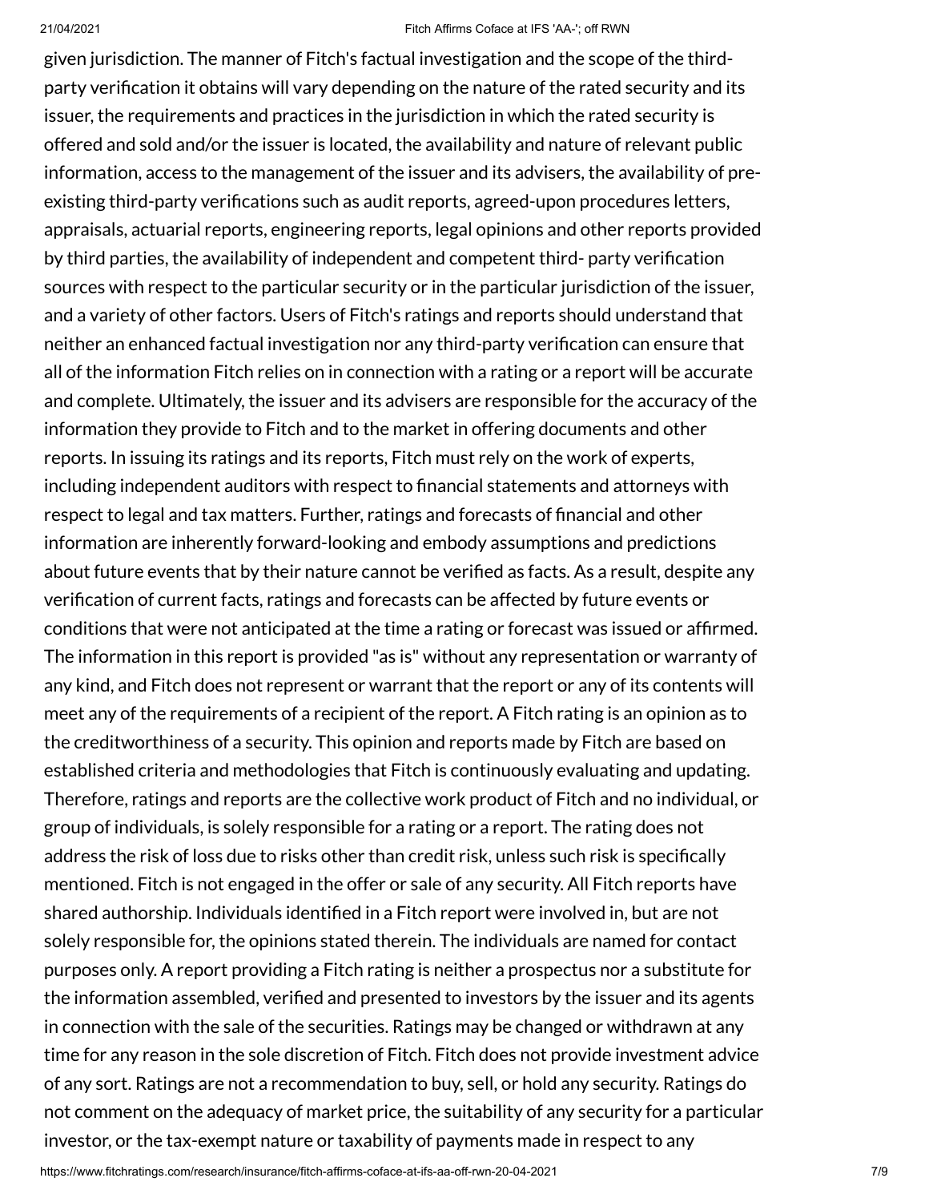given jurisdiction. The manner of Fitch's factual investigation and the scope of the third-party verification it obtains will vary depending on the nature of the rated security and its issuer, the requirements and practices in the jurisdiction in which the rated security is offered and sold and/or the issuer is located, the availability and nature of relevant public information, access to the management of the issuer and its advisers, the availability of pre-existing third-party verifications such as audit reports, agreed-upon procedures letters, appraisals, actuarial reports, engineering reports, legal opinions and other reports provided by third parties, the availability of independent and competent third- party verification sources with respect to the particular security or in the particular jurisdiction of the issuer, and a variety of other factors. Users of Fitch's ratings and reports should understand that neither an enhanced factual investigation nor any third-party verification can ensure that all of the information Fitch relies on in connection with a rating or a report will be accurate and complete. Ultimately, the issuer and its advisers are responsible for the accuracy of the information they provide to Fitch and to the market in offering documents and other reports. In issuing its ratings and its reports, Fitch must rely on the work of experts, including independent auditors with respect to financial statements and attorneys with respect to legal and tax matters. Further, ratings and forecasts of financial and other information are inherently forward-looking and embody assumptions and predictions about future events that by their nature cannot be verified as facts. As a result, despite any verification of current facts, ratings and forecasts can be affected by future events or conditions that were not anticipated at the time a rating or forecast was issued or affirmed. The information in this report is provided "as is" without any representation or warranty of any kind, and Fitch does not represent or warrant that the report or any of its contents will meet any of the requirements of a recipient of the report. A Fitch rating is an opinion as to the creditworthiness of a security. This opinion and reports made by Fitch are based on established criteria and methodologies that Fitch is continuously evaluating and updating. Therefore, ratings and reports are the collective work product of Fitch and no individual, or group of individuals, is solely responsible for a rating or a report. The rating does not address the risk of loss due to risks other than credit risk, unless such risk is specifically mentioned. Fitch is not engaged in the offer or sale of any security. All Fitch reports have shared authorship. Individuals identified in a Fitch report were involved in, but are not solely responsible for, the opinions stated therein. The individuals are named for contact purposes only. A report providing a Fitch rating is neither a prospectus nor a substitute for the information assembled, verified and presented to investors by the issuer and its agents in connection with the sale of the securities. Ratings may be changed or withdrawn at any time for any reason in the sole discretion of Fitch. Fitch does not provide investment advice of any sort. Ratings are not a recommendation to buy, sell, or hold any security. Ratings do not comment on the adequacy of market price, the suitability of any security for a particular investor, or the tax-exempt nature or taxability of payments made in respect to any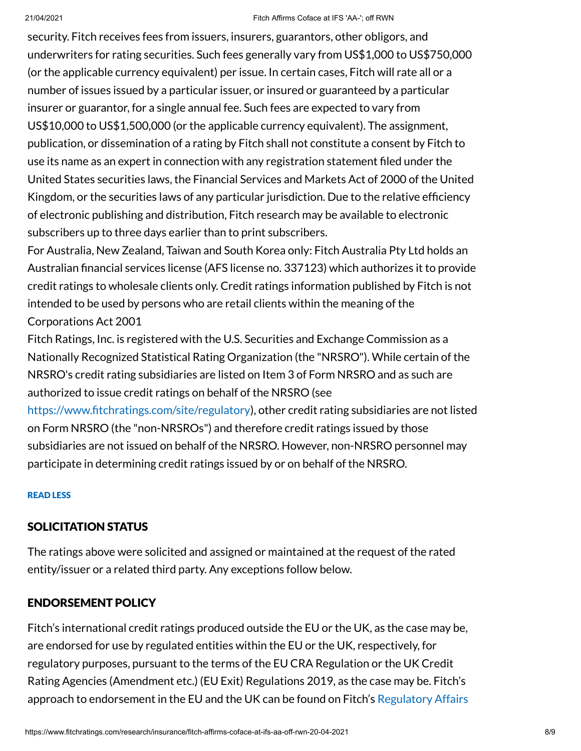security. Fitch receives fees from issuers, insurers, guarantors, other obligors, and underwriters for rating securities. Such fees generally vary from US$1,000 to US$750,000 (or the applicable currency equivalent) per issue. In certain cases, Fitch will rate all or a number of issues issued by a particular issuer, or insured or guaranteed by a particular insurer or guarantor, for a single annual fee. Such fees are expected to vary from US$10,000 to US$1,500,000 (or the applicable currency equivalent). The assignment, publication, or dissemination of a rating by Fitch shall not constitute a consent by Fitch to use its name as an expert in connection with any registration statement filed under the United States securities laws, the Financial Services and Markets Act of 2000 of the United Kingdom, or the securities laws of any particular jurisdiction. Due to the relative efficiency of electronic publishing and distribution, Fitch research may be available to electronic subscribers up to three days earlier than to print subscribers.

For Australia, New Zealand, Taiwan and South Korea only: Fitch Australia Pty Ltd holds an Australian financial services license (AFS license no. 337123) which authorizes it to provide credit ratings to wholesale clients only. Credit ratings information published by Fitch is not intended to be used by persons who are retail clients within the meaning of the Corporations Act 2001

Fitch Ratings, Inc. is registered with the U.S. Securities and Exchange Commission as a Nationally Recognized Statistical Rating Organization (the "NRSRO"). While certain of the NRSRO's credit rating subsidiaries are listed on Item 3 of Form NRSRO and as such are authorized to issue credit ratings on behalf of the NRSRO (see https://www.fitchratings.com/site/regulatory), other credit rating subsidiaries are not listed on Form NRSRO (the "non-NRSROs") and therefore credit ratings issued by those subsidiaries are not issued on behalf of the NRSRO. However, non-NRSRO personnel may participate in determining credit ratings issued by or on behalf of the NRSRO.

READ LESS

## SOLICITATION STATUS

The ratings above were solicited and assigned or maintained at the request of the rated entity/issuer or a related third party. Any exceptions follow below.

## ENDORSEMENT POLICY

Fitch's international credit ratings produced outside the EU or the UK, as the case may be, are endorsed for use by regulated entities within the EU or the UK, respectively, for regulatory purposes, pursuant to the terms of the EU CRA Regulation or the UK Credit Rating Agencies (Amendment etc.) (EU Exit) Regulations 2019, as the case may be. Fitch's approach to endorsement in the EU and the UK can be found on Fitch's Regulatory Affairs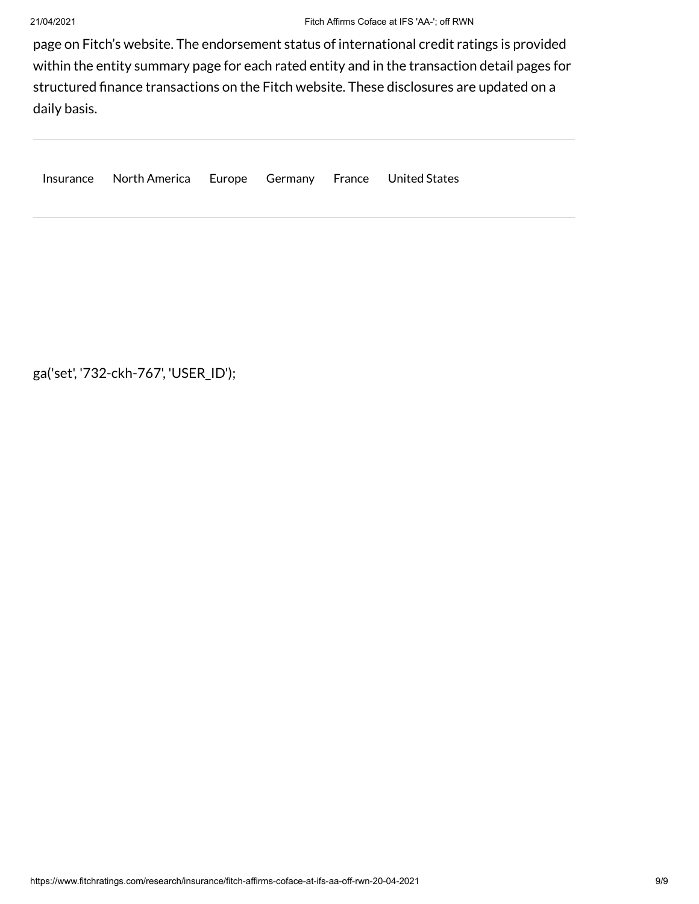page on Fitch's website. The endorsement status of international credit ratings is provided within the entity summary page for each rated entity and in the transaction detail pages for structured finance transactions on the Fitch website. These disclosures are updated on a daily basis.

---

Insurance    North America    Europe    Germany    France    United States

---

ga('set', '732-ckh-767', 'USER_ID');